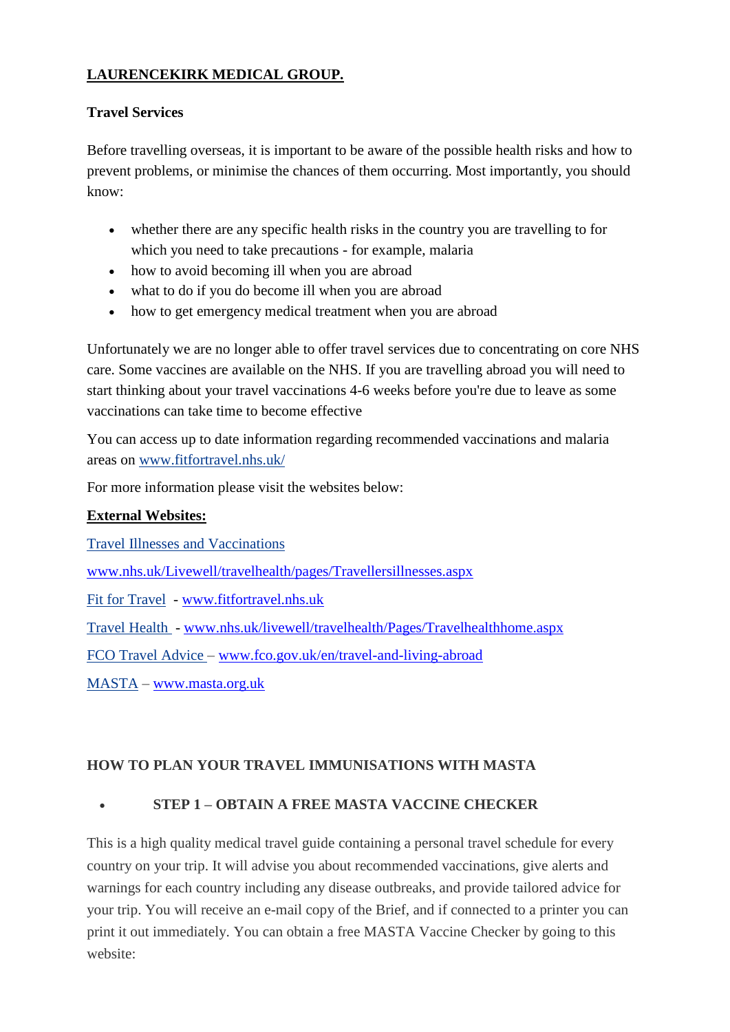# LAURENCEKIRK MEDICAL GROUP.

## Travel Services

Before travelling overseas, it is important to be aware of the possible health risks and how to prevent problems, or minimise the chances of them occurring. Most importantly, you should know:

- whether there are any specific health risks in the country you are travelling to for which you need to take precautions - for example, malaria
- how to avoid becoming ill when you are abroad
- what to do if you do become ill when you are abroad
- how to get emergency medical treatment when you are abroad

Unfortunately we are no longer able to offer travel services due to concentrating on core NHS care. Some vaccines are available on the NHS. If you are travelling abroad you will need to start thinking about your travel vaccinations 4-6 weeks before you're due to leave as some vaccinations can take time to become effective

You can access up to date information regarding recommended vaccinations and malaria areas on www.fitfortravel.nhs.uk/

For more information please visit the websites below:

**External Websites:**

Travel Illnesses and Vaccinations

www.nhs.uk/Livewell/travelhealth/pages/Travellersillnesses.aspx

Fit for Travel - www.fitfortravel.nhs.uk

Travel Health - www.nhs.uk/livewell/travelhealth/Pages/Travelhealthhome.aspx

FCO Travel Advice – www.fco.gov.uk/en/travel-and-living-abroad

MASTA – www.masta.org.uk

## HOW TO PLAN YOUR TRAVEL IMMUNISATIONS WITH MASTA

- **STEP 1 – OBTAIN A FREE MASTA VACCINE CHECKER**

This is a high quality medical travel guide containing a personal travel schedule for every country on your trip. It will advise you about recommended vaccinations, give alerts and warnings for each country including any disease outbreaks, and provide tailored advice for your trip. You will receive an e-mail copy of the Brief, and if connected to a printer you can print it out immediately. You can obtain a free MASTA Vaccine Checker by going to this website: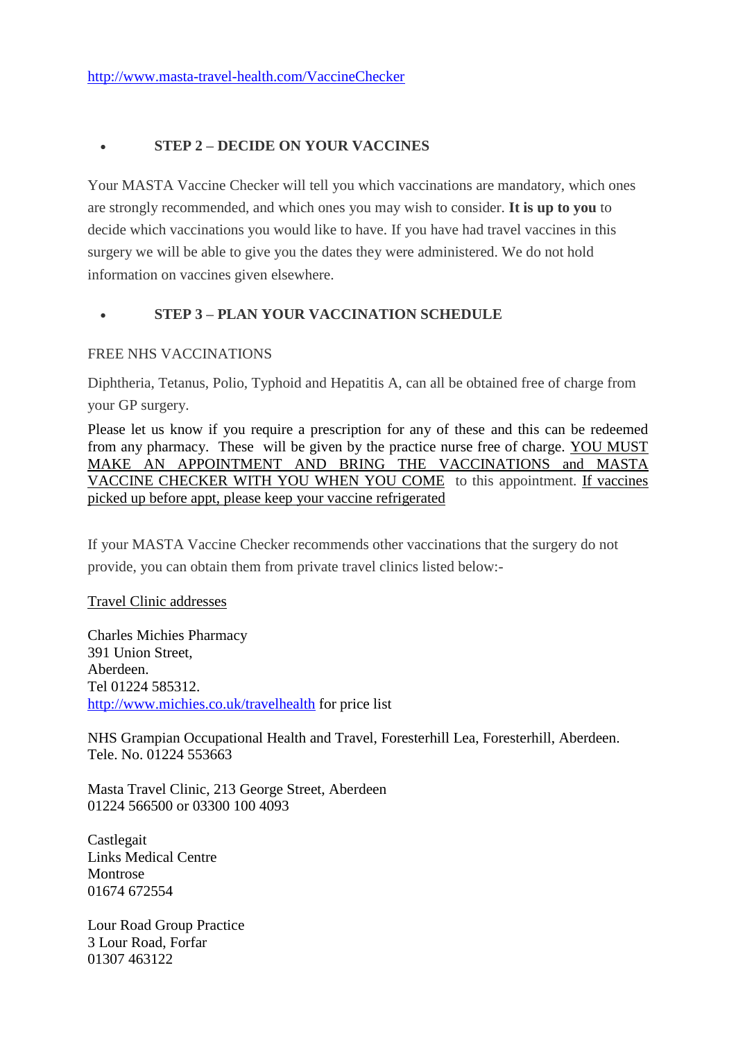http://www.masta-travel-health.com/VaccineChecker

- **STEP 2 – DECIDE ON YOUR VACCINES**

Your MASTA Vaccine Checker will tell you which vaccinations are mandatory, which ones are strongly recommended, and which ones you may wish to consider. **It is up to you** to decide which vaccinations you would like to have. If you have had travel vaccines in this surgery we will be able to give you the dates they were administered. We do not hold information on vaccines given elsewhere.

- **STEP 3 – PLAN YOUR VACCINATION SCHEDULE**

FREE NHS VACCINATIONS

Diphtheria, Tetanus, Polio, Typhoid and Hepatitis A, can all be obtained free of charge from your GP surgery.

Please let us know if you require a prescription for any of these and this can be redeemed from any pharmacy. These will be given by the practice nurse free of charge. YOU MUST MAKE AN APPOINTMENT AND BRING THE VACCINATIONS and MASTA VACCINE CHECKER WITH YOU WHEN YOU COME to this appointment. If vaccines picked up before appt, please keep your vaccine refrigerated

If your MASTA Vaccine Checker recommends other vaccinations that the surgery do not provide, you can obtain them from private travel clinics listed below:-

Travel Clinic addresses

Charles Michies Pharmacy
391 Union Street,
Aberdeen.
Tel 01224 585312.
http://www.michies.co.uk/travelhealth for price list

NHS Grampian Occupational Health and Travel, Foresterhill Lea, Foresterhill, Aberdeen.
Tele. No. 01224 553663

Masta Travel Clinic, 213 George Street, Aberdeen
01224 566500 or 03300 100 4093

Castlegait
Links Medical Centre
Montrose
01674 672554

Lour Road Group Practice
3 Lour Road, Forfar
01307 463122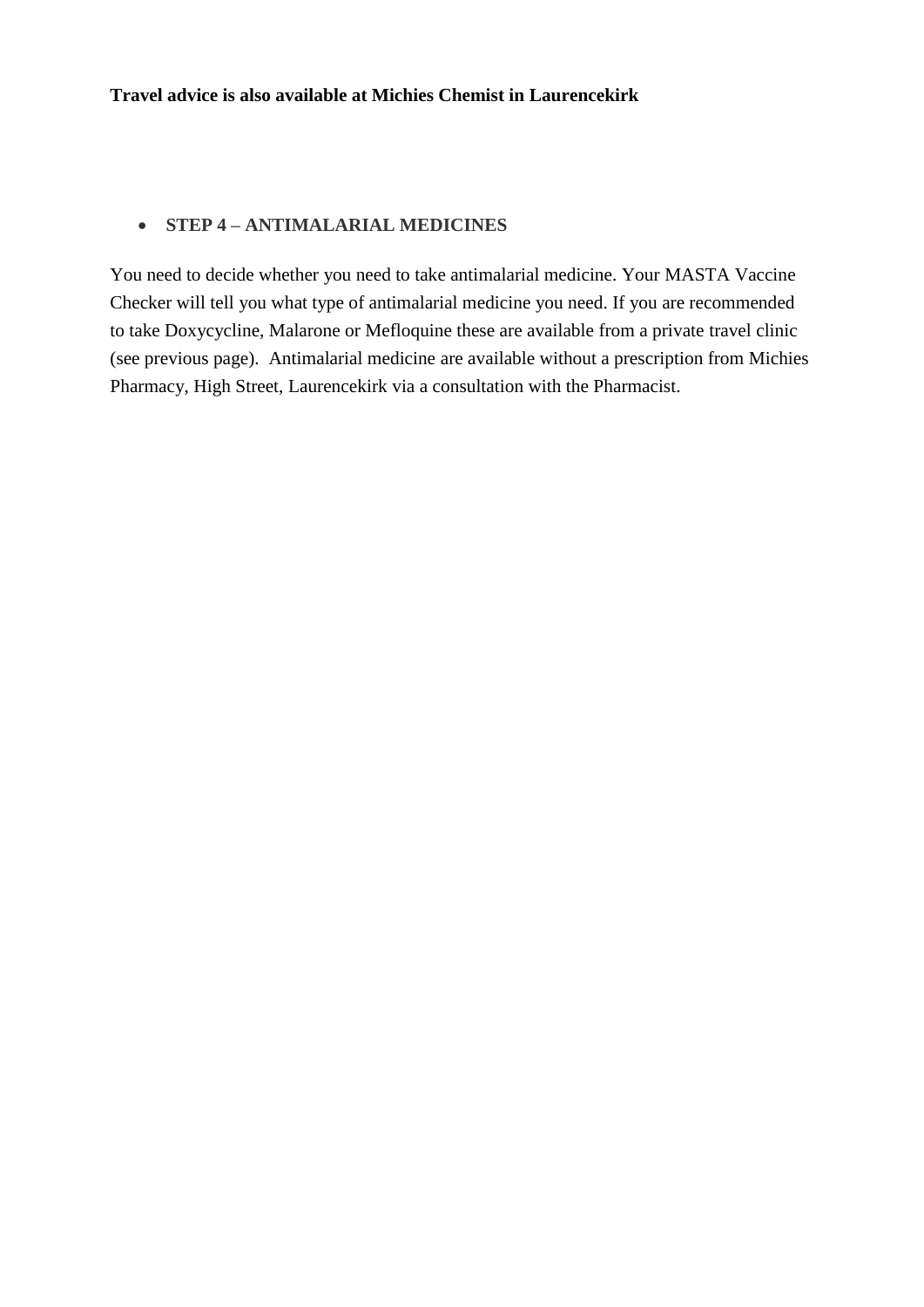**Travel advice is also available at Michies Chemist in Laurencekirk**

- **STEP 4 – ANTIMALARIAL MEDICINES**

You need to decide whether you need to take antimalarial medicine. Your MASTA Vaccine Checker will tell you what type of antimalarial medicine you need. If you are recommended to take Doxycycline, Malarone or Mefloquine these are available from a private travel clinic (see previous page). Antimalarial medicine are available without a prescription from Michies Pharmacy, High Street, Laurencekirk via a consultation with the Pharmacist.